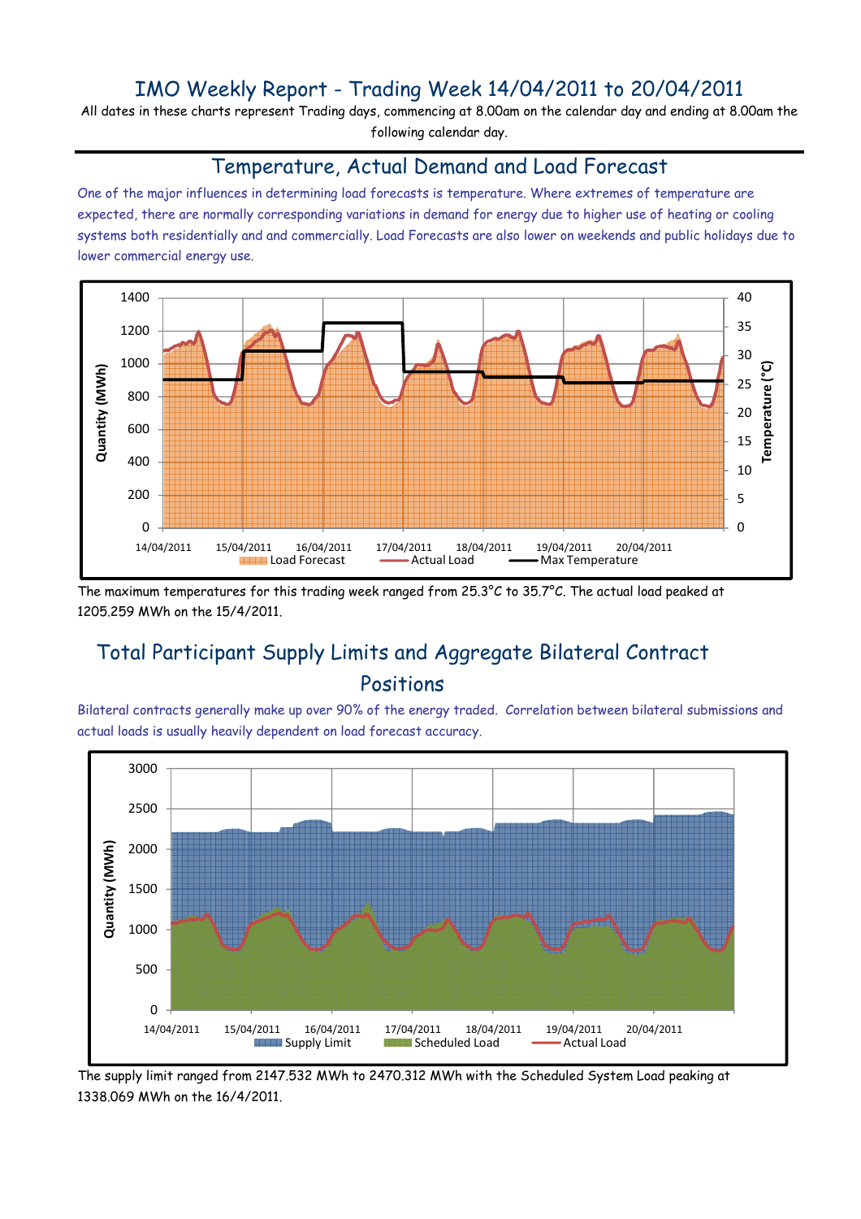# IMO Weekly Report - Trading Week 14/04/2011 to 20/04/2011

All dates in these charts represent Trading days, commencing at 8.00am on the calendar day and ending at 8.00am the following calendar day.

## Temperature, Actual Demand and Load Forecast

One of the major influences in determining load forecasts is temperature. Where extremes of temperature are expected, there are normally corresponding variations in demand for energy due to higher use of heating or cooling systems both residentially and and commercially. Load Forecasts are also lower on weekends and public holidays due to lower commercial energy use.

The maximum temperatures for this trading week ranged from 25.3°C to 35.7°C. The actual load peaked at 1205.259 MWh on the 15/4/2011.

## Total Participant Supply Limits and Aggregate Bilateral Contract Positions

Bilateral contracts generally make up over 90% of the energy traded. Correlation between bilateral submissions and actual loads is usually heavily dependent on load forecast accuracy.

The supply limit ranged from 2147.532 MWh to 2470.312 MWh with the Scheduled System Load peaking at 1338.069 MWh on the 16/4/2011.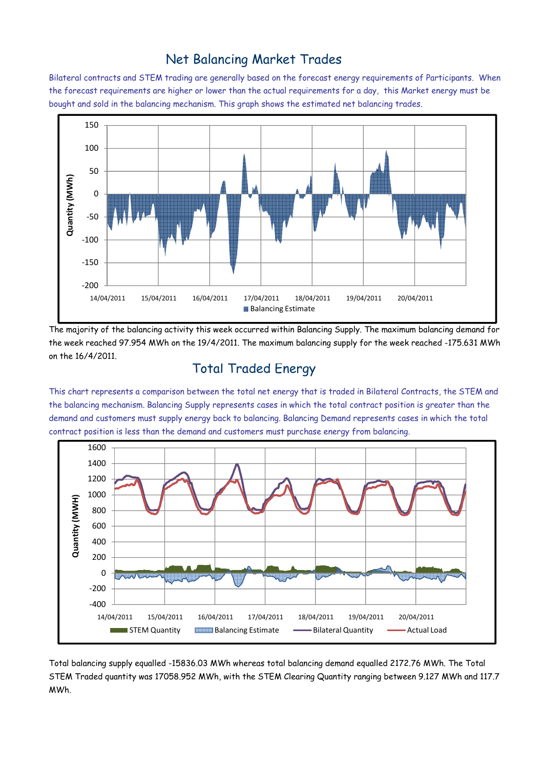## Net Balancing Market Trades

Bilateral contracts and STEM trading are generally based on the forecast energy requirements of Participants. When the forecast requirements are higher or lower than the actual requirements for a day, this Market energy must be bought and sold in the balancing mechanism. This graph shows the estimated net balancing trades.

The majority of the balancing activity this week occurred within Balancing Supply. The maximum balancing demand for the week reached 97.954 MWh on the 19/4/2011. The maximum balancing supply for the week reached -175.631 MWh on the 16/4/2011.

## Total Traded Energy

This chart represents a comparison between the total net energy that is traded in Bilateral Contracts, the STEM and the balancing mechanism. Balancing Supply represents cases in which the total contract position is greater than the demand and customers must supply energy back to balancing. Balancing Demand represents cases in which the total contract position is less than the demand and customers must purchase energy from balancing.

Total balancing supply equalled -15836.03 MWh whereas total balancing demand equalled 2172.76 MWh. The Total STEM Traded quantity was 17058.952 MWh, with the STEM Clearing Quantity ranging between 9.127 MWh and 117.7 MWh.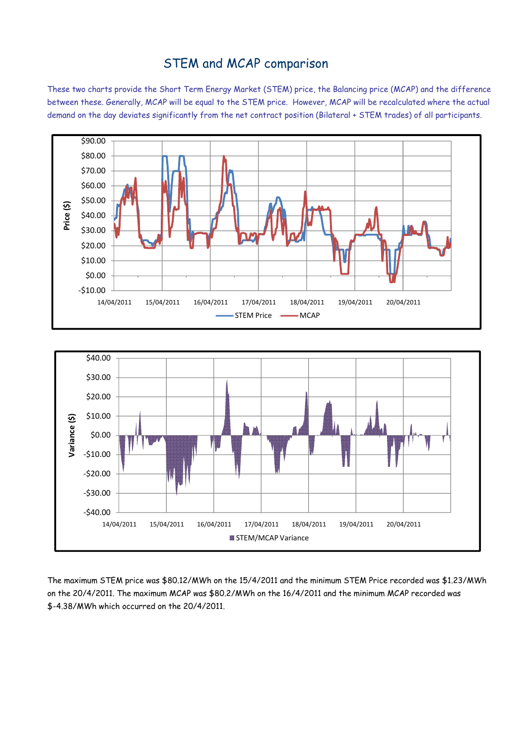# STEM and MCAP comparison

These two charts provide the Short Term Energy Market (STEM) price, the Balancing price (MCAP) and the difference between these. Generally, MCAP will be equal to the STEM price. However, MCAP will be recalculated where the actual demand on the day deviates significantly from the net contract position (Bilateral + STEM trades) of all participants.

Price ($)

$90.00
$80.00
$70.00
$60.00
$50.00
$40.00
$30.00
$20.00
$10.00
$0.00
-$10.00

14/04/2011 15/04/2011 16/04/2011 17/04/2011 18/04/2011 19/04/2011 20/04/2011

STEM Price MCAP

Variance ($)

$40.00
$30.00
$20.00
$10.00
$0.00
-$10.00
-$20.00
-$30.00
-$40.00

14/04/2011 15/04/2011 16/04/2011 17/04/2011 18/04/2011 19/04/2011 20/04/2011

STEM/MCAP Variance

The maximum STEM price was $80.12/MWh on the 15/4/2011 and the minimum STEM Price recorded was $1.23/MWh on the 20/4/2011. The maximum MCAP was $80.2/MWh on the 16/4/2011 and the minimum MCAP recorded was $-4.38/MWh which occurred on the 20/4/2011.